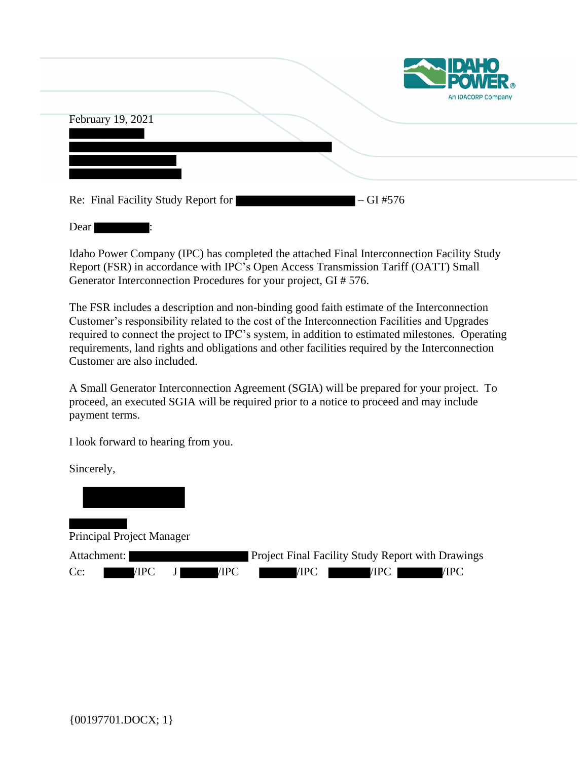February 19, 2021

Re: Final Facility Study Report for – GI #576

Dear :

Idaho Power Company (IPC) has completed the attached Final Interconnection Facility Study Report (FSR) in accordance with IPC's Open Access Transmission Tariff (OATT) Small Generator Interconnection Procedures for your project, GI # 576.

The FSR includes a description and non-binding good faith estimate of the Interconnection Customer's responsibility related to the cost of the Interconnection Facilities and Upgrades required to connect the project to IPC's system, in addition to estimated milestones. Operating requirements, land rights and obligations and other facilities required by the Interconnection Customer are also included.

A Small Generator Interconnection Agreement (SGIA) will be prepared for your project. To proceed, an executed SGIA will be required prior to a notice to proceed and may include payment terms.

I look forward to hearing from you.

Sincerely,

Principal Project Manager

Attachment: Project Final Facility Study Report with Drawings

Cc: /IPC J /IPC /IPC /IPC /IPC

{00197701.DOCX; 1}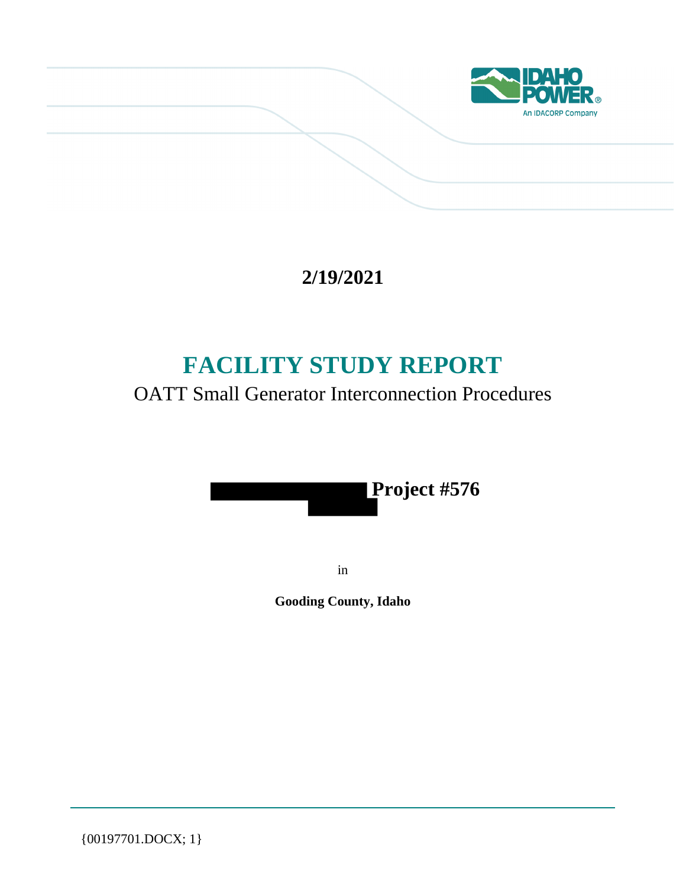**2/19/2021**

# FACILITY STUDY REPORT

OATT Small Generator Interconnection Procedures

**Project #576**

in

**Gooding County, Idaho**

{00197701.DOCX; 1}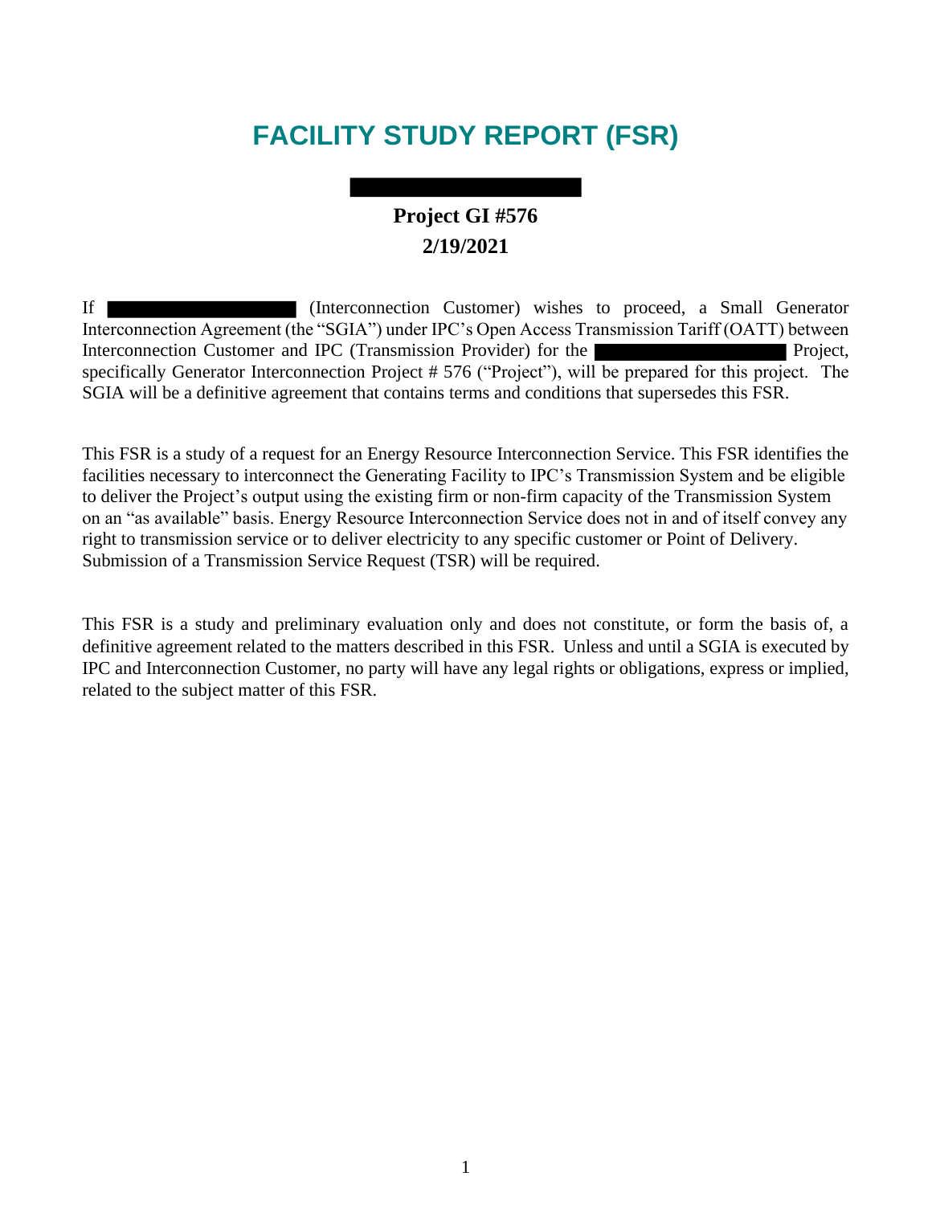# FACILITY STUDY REPORT (FSR)

**Project GI #576**

**2/19/2021**

If (Interconnection Customer) wishes to proceed, a Small Generator Interconnection Agreement (the "SGIA") under IPC's Open Access Transmission Tariff (OATT) between Interconnection Customer and IPC (Transmission Provider) for the Project, specifically Generator Interconnection Project # 576 ("Project"), will be prepared for this project. The SGIA will be a definitive agreement that contains terms and conditions that supersedes this FSR.

This FSR is a study of a request for an Energy Resource Interconnection Service. This FSR identifies the facilities necessary to interconnect the Generating Facility to IPC's Transmission System and be eligible to deliver the Project's output using the existing firm or non-firm capacity of the Transmission System on an "as available" basis. Energy Resource Interconnection Service does not in and of itself convey any right to transmission service or to deliver electricity to any specific customer or Point of Delivery. Submission of a Transmission Service Request (TSR) will be required.

This FSR is a study and preliminary evaluation only and does not constitute, or form the basis of, a definitive agreement related to the matters described in this FSR. Unless and until a SGIA is executed by IPC and Interconnection Customer, no party will have any legal rights or obligations, express or implied, related to the subject matter of this FSR.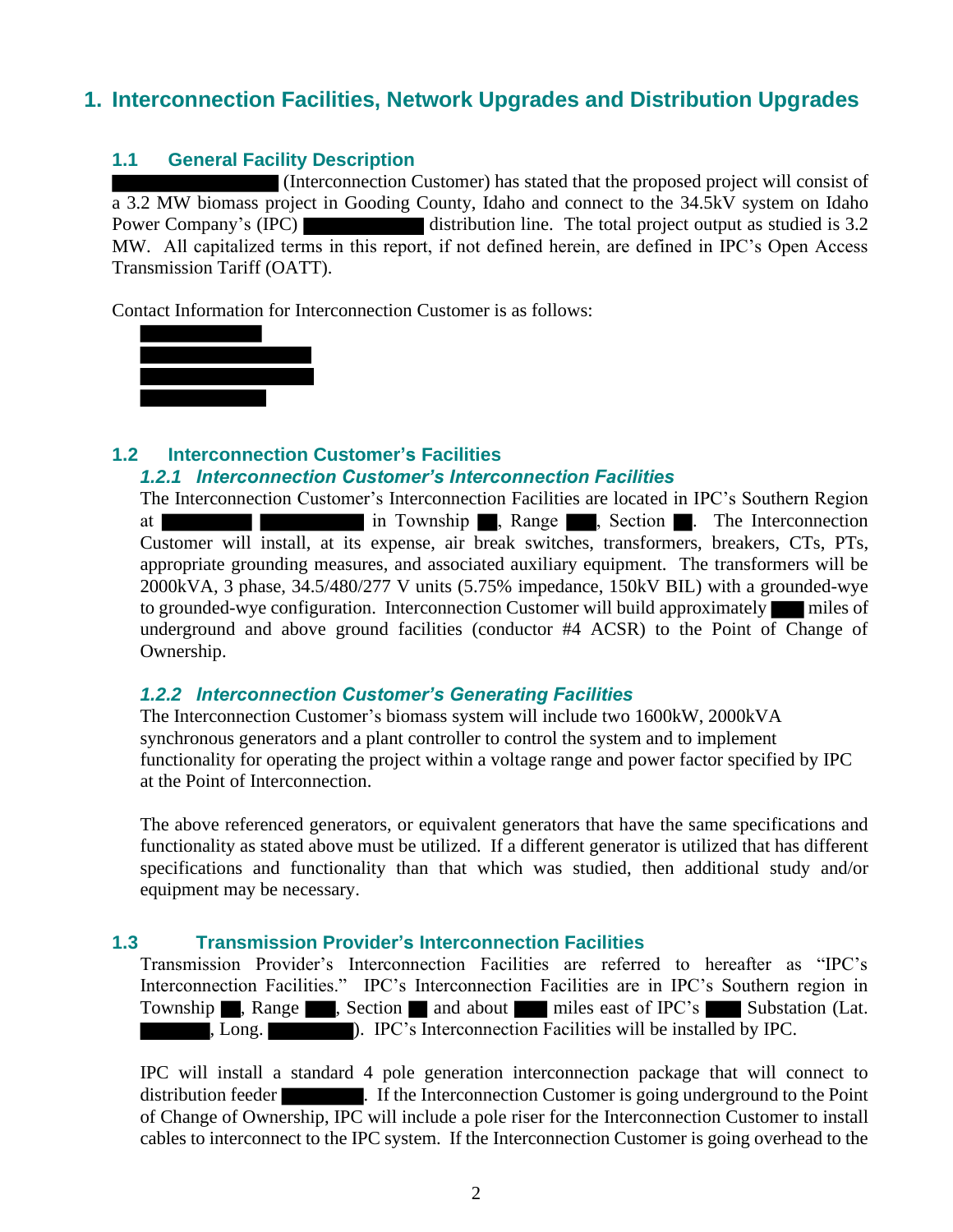# 1. Interconnection Facilities, Network Upgrades and Distribution Upgrades

## 1.1 General Facility Description

████████ (Interconnection Customer) has stated that the proposed project will consist of a 3.2 MW biomass project in Gooding County, Idaho and connect to the 34.5kV system on Idaho Power Company's (IPC) ████████ distribution line. The total project output as studied is 3.2 MW. All capitalized terms in this report, if not defined herein, are defined in IPC's Open Access Transmission Tariff (OATT).

Contact Information for Interconnection Customer is as follows:

████████
████████
████████
████████

## 1.2 Interconnection Customer's Facilities

### *1.2.1 Interconnection Customer's Interconnection Facilities*

The Interconnection Customer's Interconnection Facilities are located in IPC's Southern Region at ████ ████ in Township ██, Range ██, Section ██. The Interconnection Customer will install, at its expense, air break switches, transformers, breakers, CTs, PTs, appropriate grounding measures, and associated auxiliary equipment. The transformers will be 2000kVA, 3 phase, 34.5/480/277 V units (5.75% impedance, 150kV BIL) with a grounded-wye to grounded-wye configuration. Interconnection Customer will build approximately ██ miles of underground and above ground facilities (conductor #4 ACSR) to the Point of Change of Ownership.

### *1.2.2 Interconnection Customer's Generating Facilities*

The Interconnection Customer's biomass system will include two 1600kW, 2000kVA synchronous generators and a plant controller to control the system and to implement functionality for operating the project within a voltage range and power factor specified by IPC at the Point of Interconnection.

The above referenced generators, or equivalent generators that have the same specifications and functionality as stated above must be utilized. If a different generator is utilized that has different specifications and functionality than that which was studied, then additional study and/or equipment may be necessary.

## 1.3 Transmission Provider's Interconnection Facilities

Transmission Provider's Interconnection Facilities are referred to hereafter as "IPC's Interconnection Facilities." IPC's Interconnection Facilities are in IPC's Southern region in Township ██, Range ██, Section ██ and about ██ miles east of IPC's ██ Substation (Lat. ████, Long. ████). IPC's Interconnection Facilities will be installed by IPC.

IPC will install a standard 4 pole generation interconnection package that will connect to distribution feeder ████. If the Interconnection Customer is going underground to the Point of Change of Ownership, IPC will include a pole riser for the Interconnection Customer to install cables to interconnect to the IPC system. If the Interconnection Customer is going overhead to the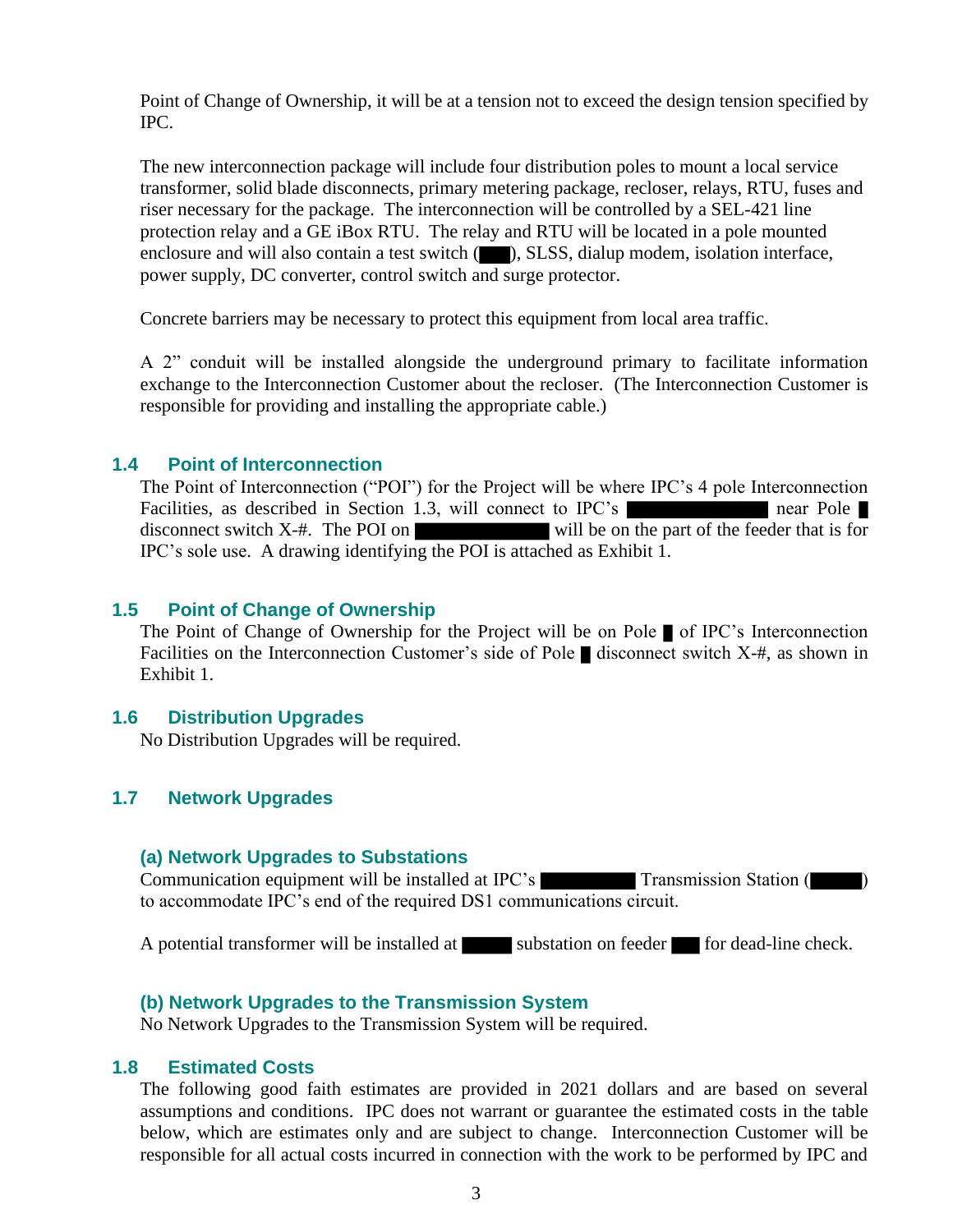Point of Change of Ownership, it will be at a tension not to exceed the design tension specified by IPC.

The new interconnection package will include four distribution poles to mount a local service transformer, solid blade disconnects, primary metering package, recloser, relays, RTU, fuses and riser necessary for the package. The interconnection will be controlled by a SEL-421 line protection relay and a GE iBox RTU. The relay and RTU will be located in a pole mounted enclosure and will also contain a test switch (███), SLSS, dialup modem, isolation interface, power supply, DC converter, control switch and surge protector.

Concrete barriers may be necessary to protect this equipment from local area traffic.

A 2" conduit will be installed alongside the underground primary to facilitate information exchange to the Interconnection Customer about the recloser. (The Interconnection Customer is responsible for providing and installing the appropriate cable.)

## 1.4 Point of Interconnection

The Point of Interconnection ("POI") for the Project will be where IPC's 4 pole Interconnection Facilities, as described in Section 1.3, will connect to IPC's ███████████ near Pole █ disconnect switch X-#. The POI on ███████████ will be on the part of the feeder that is for IPC's sole use. A drawing identifying the POI is attached as Exhibit 1.

## 1.5 Point of Change of Ownership

The Point of Change of Ownership for the Project will be on Pole █ of IPC's Interconnection Facilities on the Interconnection Customer's side of Pole █ disconnect switch X-#, as shown in Exhibit 1.

## 1.6 Distribution Upgrades

No Distribution Upgrades will be required.

## 1.7 Network Upgrades

### (a) Network Upgrades to Substations

Communication equipment will be installed at IPC's ████████ Transmission Station (█████) to accommodate IPC's end of the required DS1 communications circuit.

A potential transformer will be installed at █████ substation on feeder ███ for dead-line check.

### (b) Network Upgrades to the Transmission System

No Network Upgrades to the Transmission System will be required.

## 1.8 Estimated Costs

The following good faith estimates are provided in 2021 dollars and are based on several assumptions and conditions. IPC does not warrant or guarantee the estimated costs in the table below, which are estimates only and are subject to change. Interconnection Customer will be responsible for all actual costs incurred in connection with the work to be performed by IPC and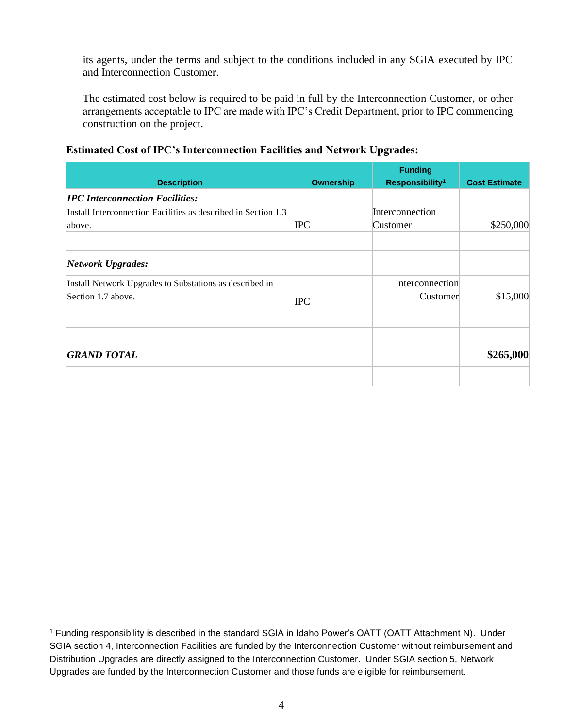its agents, under the terms and subject to the conditions included in any SGIA executed by IPC and Interconnection Customer.

The estimated cost below is required to be paid in full by the Interconnection Customer, or other arrangements acceptable to IPC are made with IPC's Credit Department, prior to IPC commencing construction on the project.

**Estimated Cost of IPC's Interconnection Facilities and Network Upgrades:**

| Description | Ownership | Funding Responsibility[1] | Cost Estimate |
|---|---|---|---|
| ***IPC Interconnection Facilities:*** | | | |
| Install Interconnection Facilities as described in Section 1.3 above. | IPC | Interconnection Customer | $250,000 |
| | | | |
| ***Network Upgrades:*** | | | |
| Install Network Upgrades to Substations as described in Section 1.7 above. | IPC | Interconnection Customer | $15,000 |
| | | | |
| | | | |
| ***GRAND TOTAL*** | | | **$265,000** |
| | | | |

[1] Funding responsibility is described in the standard SGIA in Idaho Power's OATT (OATT Attachment N). Under SGIA section 4, Interconnection Facilities are funded by the Interconnection Customer without reimbursement and Distribution Upgrades are directly assigned to the Interconnection Customer. Under SGIA section 5, Network Upgrades are funded by the Interconnection Customer and those funds are eligible for reimbursement.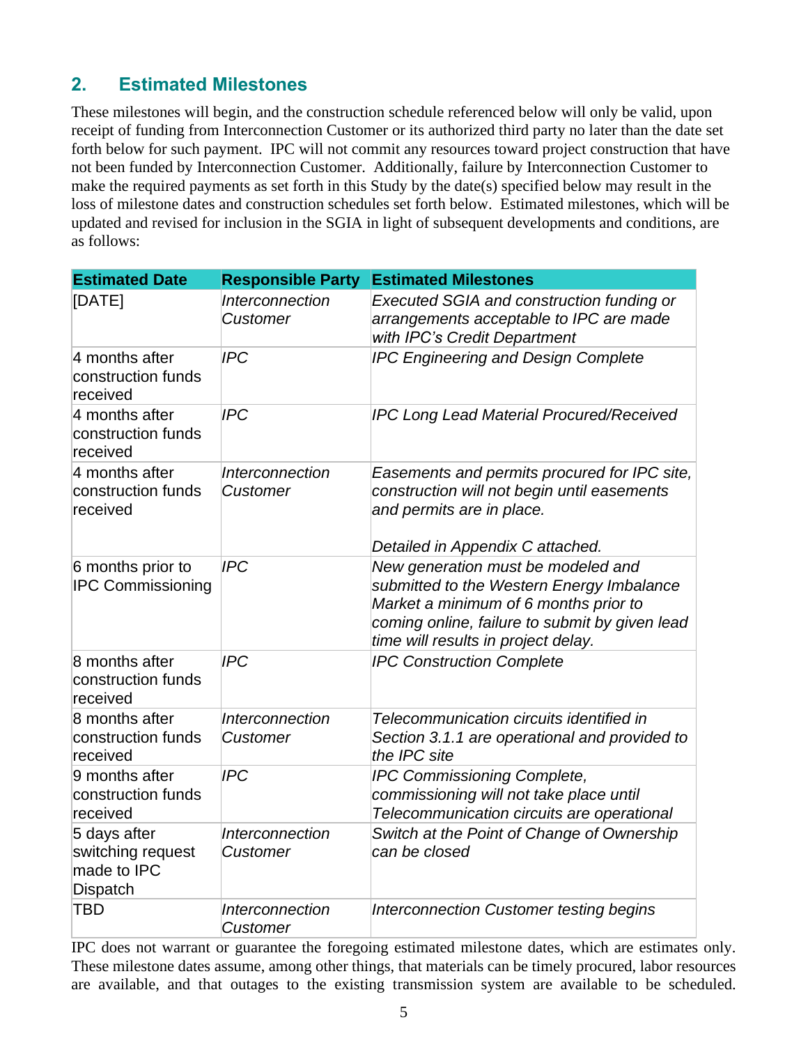## 2. Estimated Milestones

These milestones will begin, and the construction schedule referenced below will only be valid, upon receipt of funding from Interconnection Customer or its authorized third party no later than the date set forth below for such payment. IPC will not commit any resources toward project construction that have not been funded by Interconnection Customer. Additionally, failure by Interconnection Customer to make the required payments as set forth in this Study by the date(s) specified below may result in the loss of milestone dates and construction schedules set forth below. Estimated milestones, which will be updated and revised for inclusion in the SGIA in light of subsequent developments and conditions, are as follows:

| Estimated Date | Responsible Party | Estimated Milestones |
|---|---|---|
| [DATE] | *Interconnection Customer* | *Executed SGIA and construction funding or arrangements acceptable to IPC are made with IPC's Credit Department* |
| 4 months after construction funds received | *IPC* | *IPC Engineering and Design Complete* |
| 4 months after construction funds received | *IPC* | *IPC Long Lead Material Procured/Received* |
| 4 months after construction funds received | *Interconnection Customer* | *Easements and permits procured for IPC site, construction will not begin until easements and permits are in place.*<br><br>*Detailed in Appendix C attached.* |
| 6 months prior to IPC Commissioning | *IPC* | *New generation must be modeled and submitted to the Western Energy Imbalance Market a minimum of 6 months prior to coming online, failure to submit by given lead time will results in project delay.* |
| 8 months after construction funds received | *IPC* | *IPC Construction Complete* |
| 8 months after construction funds received | *Interconnection Customer* | *Telecommunication circuits identified in Section 3.1.1 are operational and provided to the IPC site* |
| 9 months after construction funds received | *IPC* | *IPC Commissioning Complete, commissioning will not take place until Telecommunication circuits are operational* |
| 5 days after switching request made to IPC Dispatch | *Interconnection Customer* | *Switch at the Point of Change of Ownership can be closed* |
| TBD | *Interconnection Customer* | *Interconnection Customer testing begins* |

IPC does not warrant or guarantee the foregoing estimated milestone dates, which are estimates only. These milestone dates assume, among other things, that materials can be timely procured, labor resources are available, and that outages to the existing transmission system are available to be scheduled.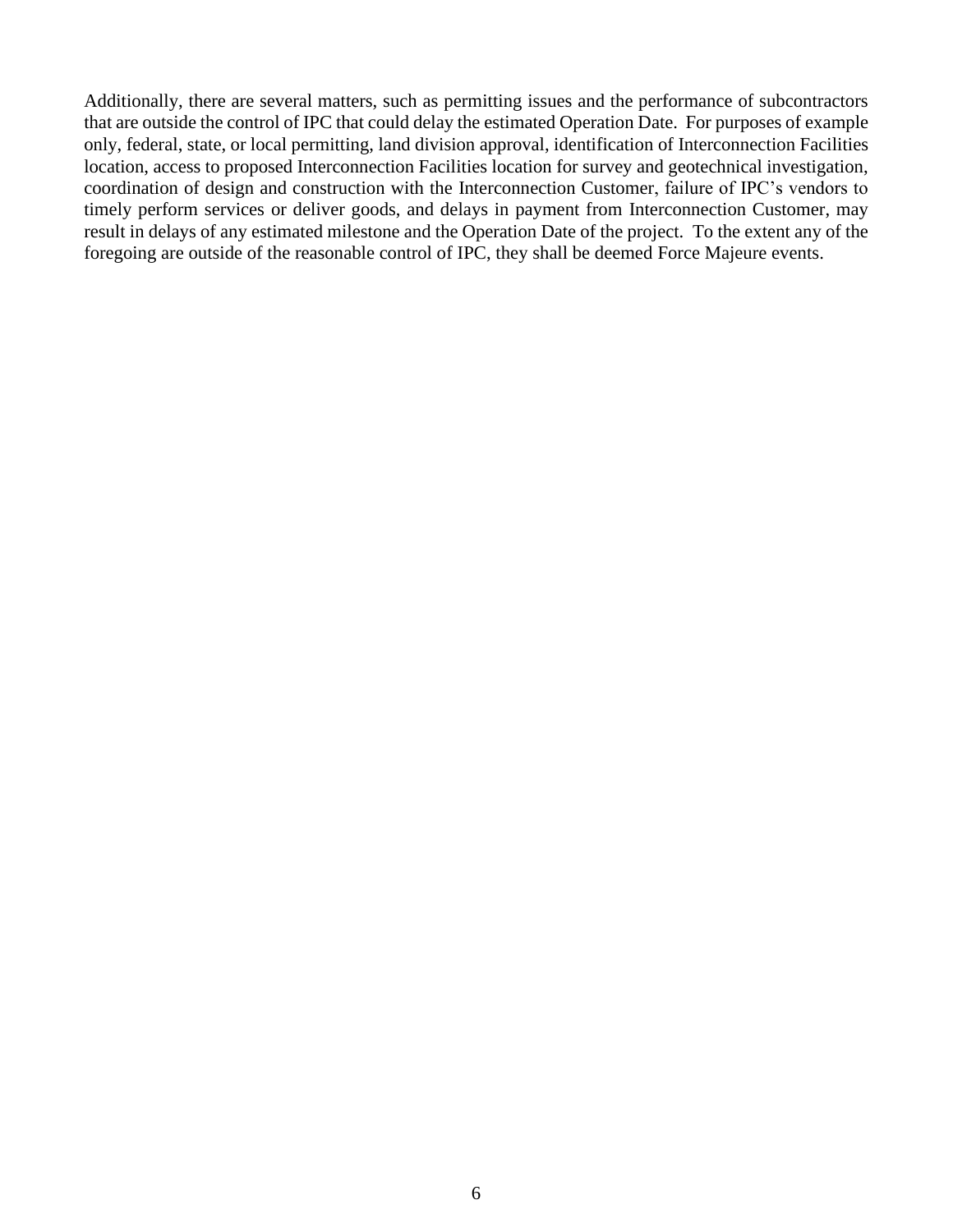Additionally, there are several matters, such as permitting issues and the performance of subcontractors that are outside the control of IPC that could delay the estimated Operation Date. For purposes of example only, federal, state, or local permitting, land division approval, identification of Interconnection Facilities location, access to proposed Interconnection Facilities location for survey and geotechnical investigation, coordination of design and construction with the Interconnection Customer, failure of IPC's vendors to timely perform services or deliver goods, and delays in payment from Interconnection Customer, may result in delays of any estimated milestone and the Operation Date of the project. To the extent any of the foregoing are outside of the reasonable control of IPC, they shall be deemed Force Majeure events.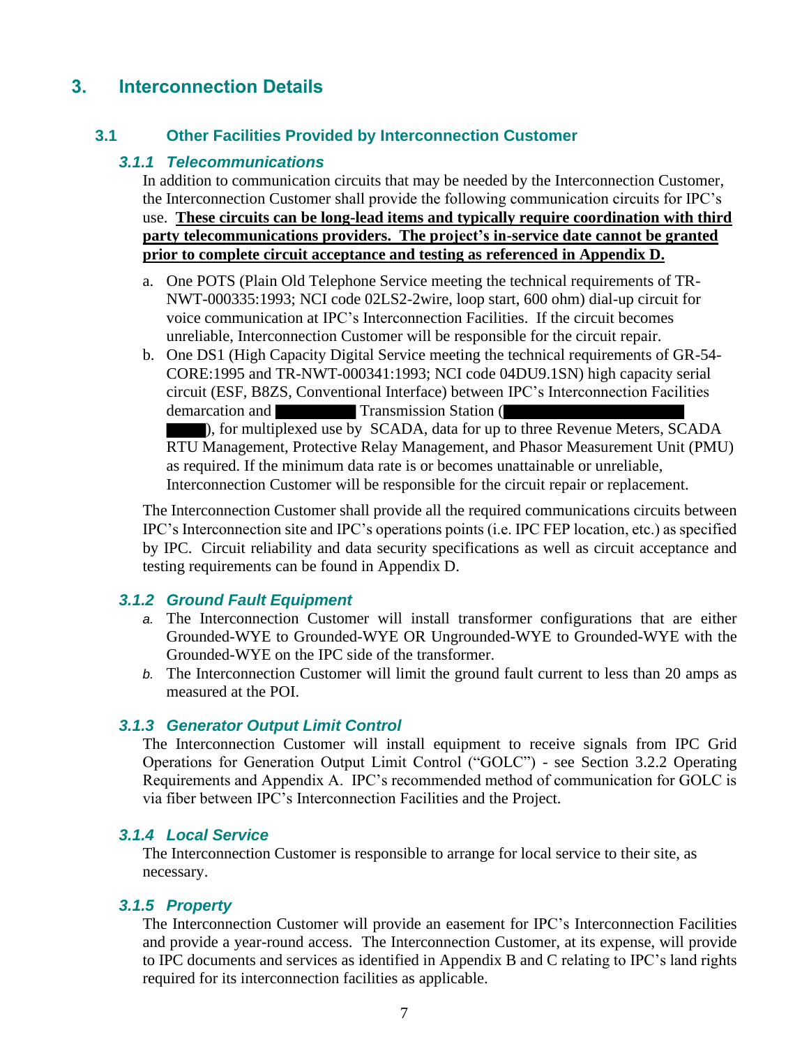# 3. Interconnection Details

## 3.1 Other Facilities Provided by Interconnection Customer

### *3.1.1 Telecommunications*

In addition to communication circuits that may be needed by the Interconnection Customer, the Interconnection Customer shall provide the following communication circuits for IPC's use. **These circuits can be long-lead items and typically require coordination with third party telecommunications providers. The project's in-service date cannot be granted prior to complete circuit acceptance and testing as referenced in Appendix D.**

a. One POTS (Plain Old Telephone Service meeting the technical requirements of TR-NWT-000335:1993; NCI code 02LS2-2wire, loop start, 600 ohm) dial-up circuit for voice communication at IPC's Interconnection Facilities. If the circuit becomes unreliable, Interconnection Customer will be responsible for the circuit repair.

b. One DS1 (High Capacity Digital Service meeting the technical requirements of GR-54-CORE:1995 and TR-NWT-000341:1993; NCI code 04DU9.1SN) high capacity serial circuit (ESF, B8ZS, Conventional Interface) between IPC's Interconnection Facilities demarcation and ██████ Transmission Station (██████████████ ███), for multiplexed use by SCADA, data for up to three Revenue Meters, SCADA RTU Management, Protective Relay Management, and Phasor Measurement Unit (PMU) as required. If the minimum data rate is or becomes unattainable or unreliable, Interconnection Customer will be responsible for the circuit repair or replacement.

The Interconnection Customer shall provide all the required communications circuits between IPC's Interconnection site and IPC's operations points (i.e. IPC FEP location, etc.) as specified by IPC. Circuit reliability and data security specifications as well as circuit acceptance and testing requirements can be found in Appendix D.

### *3.1.2 Ground Fault Equipment*

a. The Interconnection Customer will install transformer configurations that are either Grounded-WYE to Grounded-WYE OR Ungrounded-WYE to Grounded-WYE with the Grounded-WYE on the IPC side of the transformer.

b. The Interconnection Customer will limit the ground fault current to less than 20 amps as measured at the POI.

### *3.1.3 Generator Output Limit Control*

The Interconnection Customer will install equipment to receive signals from IPC Grid Operations for Generation Output Limit Control ("GOLC") - see Section 3.2.2 Operating Requirements and Appendix A. IPC's recommended method of communication for GOLC is via fiber between IPC's Interconnection Facilities and the Project.

### *3.1.4 Local Service*

The Interconnection Customer is responsible to arrange for local service to their site, as necessary.

### *3.1.5 Property*

The Interconnection Customer will provide an easement for IPC's Interconnection Facilities and provide a year-round access. The Interconnection Customer, at its expense, will provide to IPC documents and services as identified in Appendix B and C relating to IPC's land rights required for its interconnection facilities as applicable.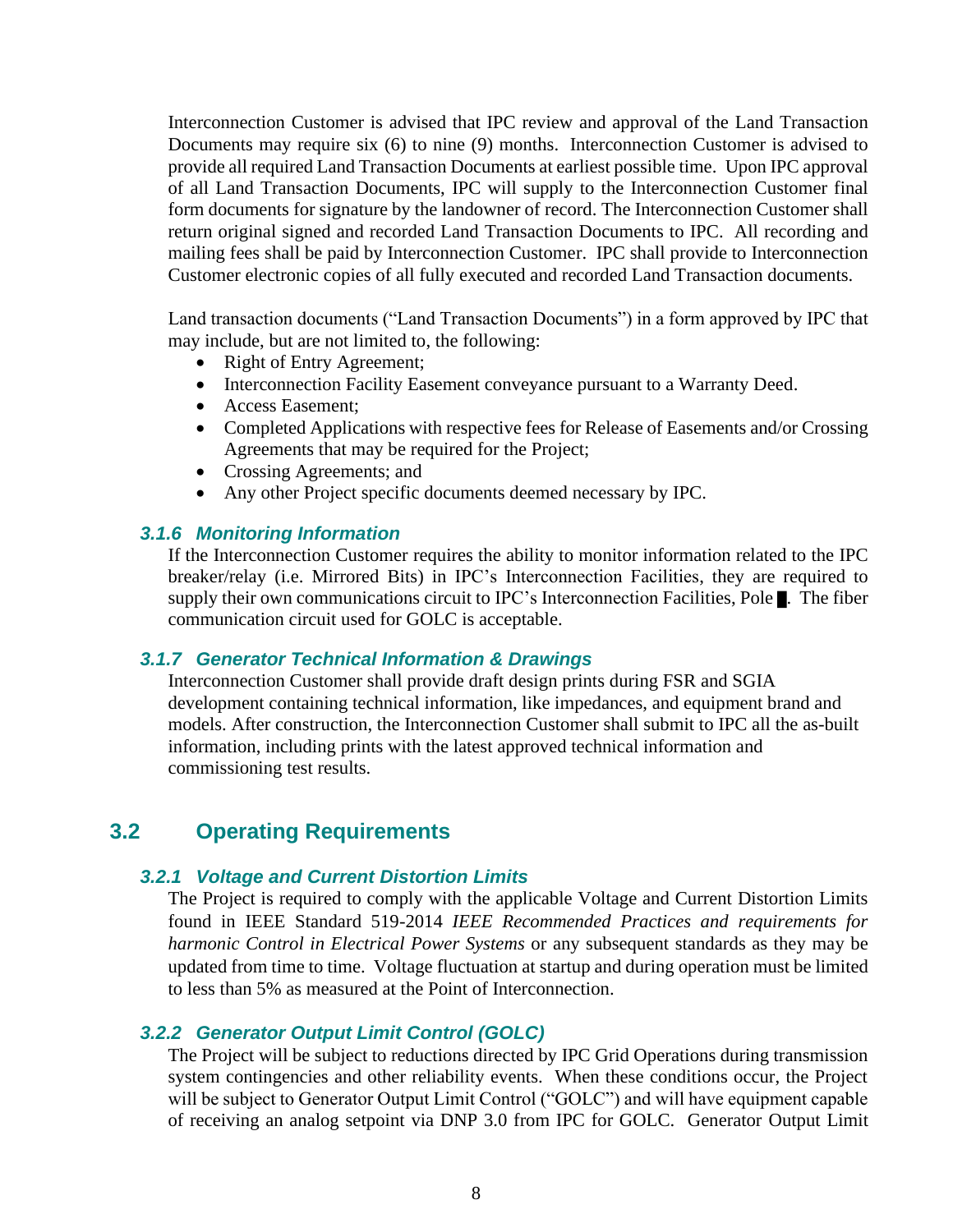Interconnection Customer is advised that IPC review and approval of the Land Transaction Documents may require six (6) to nine (9) months. Interconnection Customer is advised to provide all required Land Transaction Documents at earliest possible time. Upon IPC approval of all Land Transaction Documents, IPC will supply to the Interconnection Customer final form documents for signature by the landowner of record. The Interconnection Customer shall return original signed and recorded Land Transaction Documents to IPC. All recording and mailing fees shall be paid by Interconnection Customer. IPC shall provide to Interconnection Customer electronic copies of all fully executed and recorded Land Transaction documents.

Land transaction documents ("Land Transaction Documents") in a form approved by IPC that may include, but are not limited to, the following:

- Right of Entry Agreement;
- Interconnection Facility Easement conveyance pursuant to a Warranty Deed.
- Access Easement;
- Completed Applications with respective fees for Release of Easements and/or Crossing Agreements that may be required for the Project;
- Crossing Agreements; and
- Any other Project specific documents deemed necessary by IPC.

### *3.1.6 Monitoring Information*

If the Interconnection Customer requires the ability to monitor information related to the IPC breaker/relay (i.e. Mirrored Bits) in IPC's Interconnection Facilities, they are required to supply their own communications circuit to IPC's Interconnection Facilities, Pole █. The fiber communication circuit used for GOLC is acceptable.

### *3.1.7 Generator Technical Information & Drawings*

Interconnection Customer shall provide draft design prints during FSR and SGIA development containing technical information, like impedances, and equipment brand and models. After construction, the Interconnection Customer shall submit to IPC all the as-built information, including prints with the latest approved technical information and commissioning test results.

## 3.2 Operating Requirements

### *3.2.1 Voltage and Current Distortion Limits*

The Project is required to comply with the applicable Voltage and Current Distortion Limits found in IEEE Standard 519-2014 *IEEE Recommended Practices and requirements for harmonic Control in Electrical Power Systems* or any subsequent standards as they may be updated from time to time. Voltage fluctuation at startup and during operation must be limited to less than 5% as measured at the Point of Interconnection.

### *3.2.2 Generator Output Limit Control (GOLC)*

The Project will be subject to reductions directed by IPC Grid Operations during transmission system contingencies and other reliability events. When these conditions occur, the Project will be subject to Generator Output Limit Control ("GOLC") and will have equipment capable of receiving an analog setpoint via DNP 3.0 from IPC for GOLC. Generator Output Limit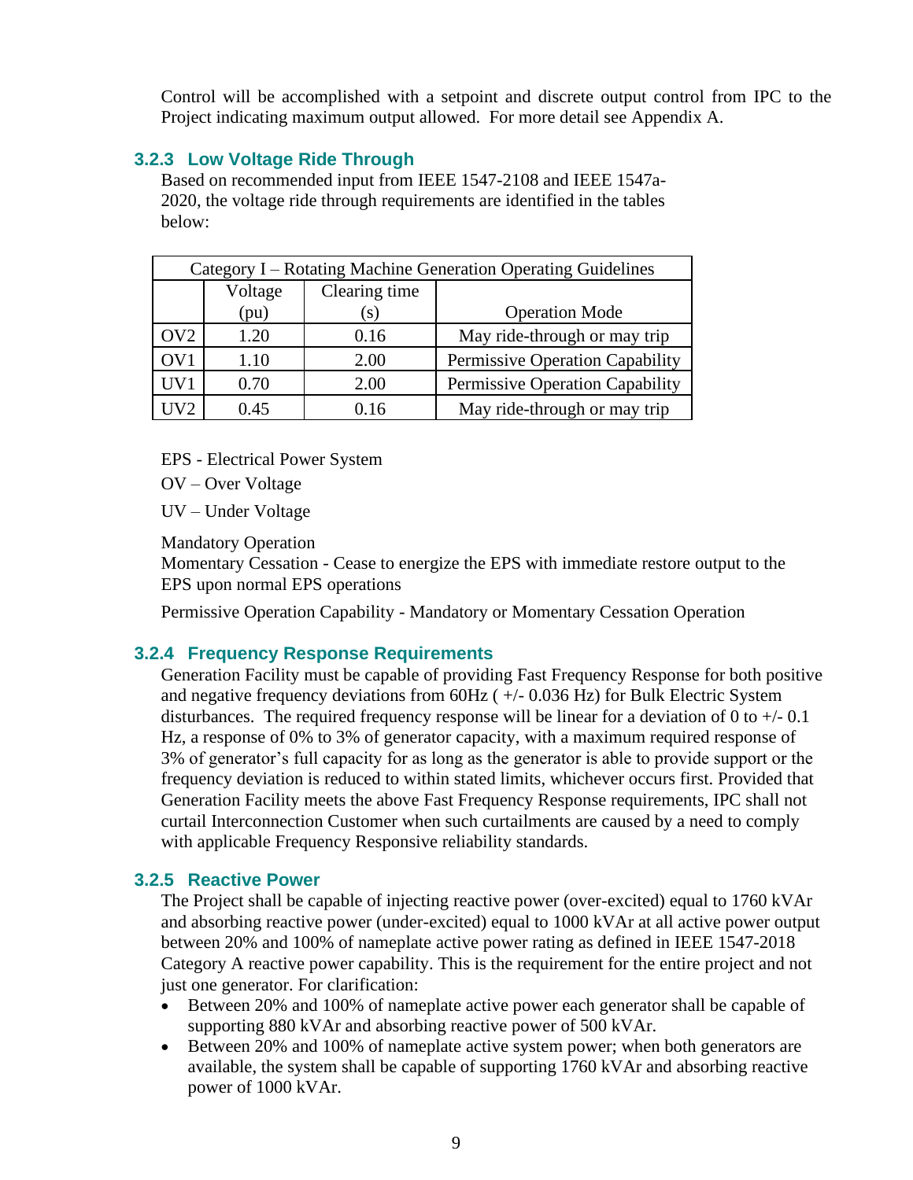Control will be accomplished with a setpoint and discrete output control from IPC to the Project indicating maximum output allowed. For more detail see Appendix A.

### 3.2.3 Low Voltage Ride Through

Based on recommended input from IEEE 1547-2108 and IEEE 1547a-2020, the voltage ride through requirements are identified in the tables below:

| Category I – Rotating Machine Generation Operating Guidelines | | | |
|---|---|---|---|
| | Voltage (pu) | Clearing time (s) | Operation Mode |
| OV2 | 1.20 | 0.16 | May ride-through or may trip |
| OV1 | 1.10 | 2.00 | Permissive Operation Capability |
| UV1 | 0.70 | 2.00 | Permissive Operation Capability |
| UV2 | 0.45 | 0.16 | May ride-through or may trip |

EPS - Electrical Power System

OV – Over Voltage

UV – Under Voltage

Mandatory Operation
Momentary Cessation - Cease to energize the EPS with immediate restore output to the EPS upon normal EPS operations

Permissive Operation Capability - Mandatory or Momentary Cessation Operation

### 3.2.4 Frequency Response Requirements

Generation Facility must be capable of providing Fast Frequency Response for both positive and negative frequency deviations from 60Hz ( +/- 0.036 Hz) for Bulk Electric System disturbances. The required frequency response will be linear for a deviation of 0 to +/- 0.1 Hz, a response of 0% to 3% of generator capacity, with a maximum required response of 3% of generator's full capacity for as long as the generator is able to provide support or the frequency deviation is reduced to within stated limits, whichever occurs first. Provided that Generation Facility meets the above Fast Frequency Response requirements, IPC shall not curtail Interconnection Customer when such curtailments are caused by a need to comply with applicable Frequency Responsive reliability standards.

### 3.2.5 Reactive Power

The Project shall be capable of injecting reactive power (over-excited) equal to 1760 kVAr and absorbing reactive power (under-excited) equal to 1000 kVAr at all active power output between 20% and 100% of nameplate active power rating as defined in IEEE 1547-2018 Category A reactive power capability. This is the requirement for the entire project and not just one generator. For clarification:

- Between 20% and 100% of nameplate active power each generator shall be capable of supporting 880 kVAr and absorbing reactive power of 500 kVAr.
- Between 20% and 100% of nameplate active system power; when both generators are available, the system shall be capable of supporting 1760 kVAr and absorbing reactive power of 1000 kVAr.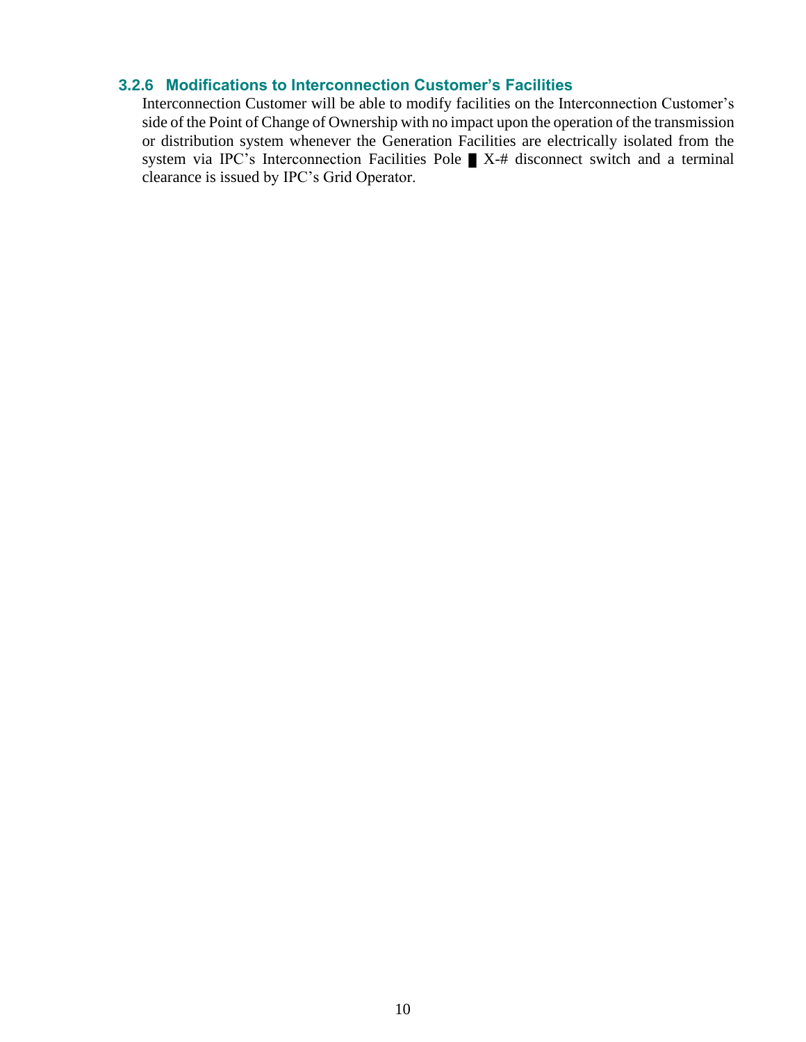### 3.2.6 Modifications to Interconnection Customer's Facilities

Interconnection Customer will be able to modify facilities on the Interconnection Customer's side of the Point of Change of Ownership with no impact upon the operation of the transmission or distribution system whenever the Generation Facilities are electrically isolated from the system via IPC's Interconnection Facilities Pole █ X-# disconnect switch and a terminal clearance is issued by IPC's Grid Operator.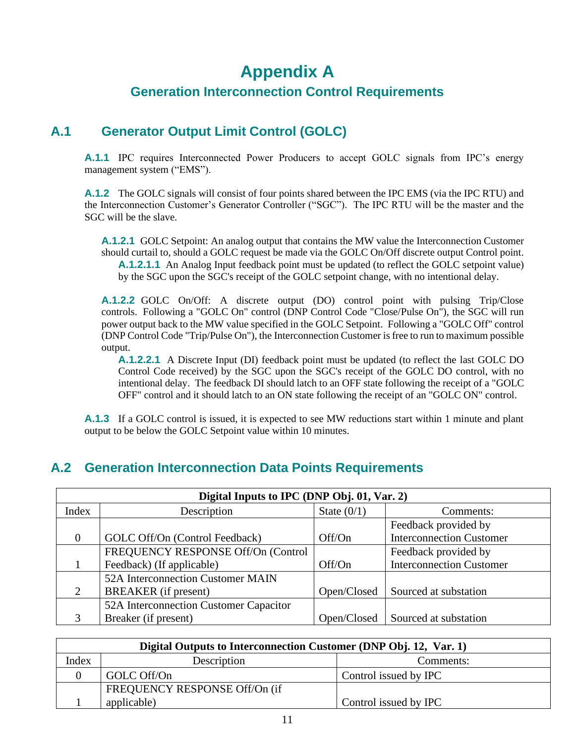# Appendix A

## Generation Interconnection Control Requirements

## A.1 Generator Output Limit Control (GOLC)

**A.1.1** IPC requires Interconnected Power Producers to accept GOLC signals from IPC's energy management system ("EMS").

**A.1.2** The GOLC signals will consist of four points shared between the IPC EMS (via the IPC RTU) and the Interconnection Customer's Generator Controller ("SGC"). The IPC RTU will be the master and the SGC will be the slave.

**A.1.2.1** GOLC Setpoint: An analog output that contains the MW value the Interconnection Customer should curtail to, should a GOLC request be made via the GOLC On/Off discrete output Control point.

**A.1.2.1.1** An Analog Input feedback point must be updated (to reflect the GOLC setpoint value) by the SGC upon the SGC's receipt of the GOLC setpoint change, with no intentional delay.

**A.1.2.2** GOLC On/Off: A discrete output (DO) control point with pulsing Trip/Close controls. Following a "GOLC On" control (DNP Control Code "Close/Pulse On"), the SGC will run power output back to the MW value specified in the GOLC Setpoint. Following a "GOLC Off" control (DNP Control Code "Trip/Pulse On"), the Interconnection Customer is free to run to maximum possible output.

**A.1.2.2.1** A Discrete Input (DI) feedback point must be updated (to reflect the last GOLC DO Control Code received) by the SGC upon the SGC's receipt of the GOLC DO control, with no intentional delay. The feedback DI should latch to an OFF state following the receipt of a "GOLC OFF" control and it should latch to an ON state following the receipt of an "GOLC ON" control.

**A.1.3** If a GOLC control is issued, it is expected to see MW reductions start within 1 minute and plant output to be below the GOLC Setpoint value within 10 minutes.

## A.2 Generation Interconnection Data Points Requirements

| **Digital Inputs to IPC (DNP Obj. 01, Var. 2)** | | | |
|---|---|---|---|
| Index | Description | State (0/1) | Comments: |
| 0 | GOLC Off/On (Control Feedback) | Off/On | Feedback provided by Interconnection Customer |
| 1 | FREQUENCY RESPONSE Off/On (Control Feedback) (If applicable) | Off/On | Feedback provided by Interconnection Customer |
| 2 | 52A Interconnection Customer MAIN BREAKER (if present) | Open/Closed | Sourced at substation |
| 3 | 52A Interconnection Customer Capacitor Breaker (if present) | Open/Closed | Sourced at substation |

| **Digital Outputs to Interconnection Customer (DNP Obj. 12, Var. 1)** | | |
|---|---|---|
| Index | Description | Comments: |
| 0 | GOLC Off/On | Control issued by IPC |
| 1 | FREQUENCY RESPONSE Off/On (if applicable) | Control issued by IPC |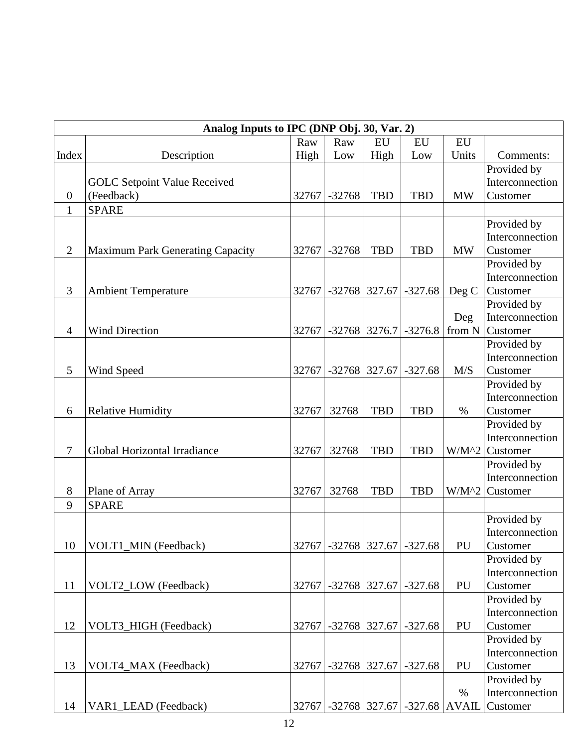| Analog Inputs to IPC (DNP Obj. 30, Var. 2) | | | | | | | |
|---|---|---|---|---|---|---|---|
| Index | Description | Raw High | Raw Low | EU High | EU Low | EU Units | Comments: |
| 0 | GOLC Setpoint Value Received (Feedback) | 32767 | -32768 | TBD | TBD | MW | Provided by Interconnection Customer |
| 1 | SPARE | | | | | | |
| 2 | Maximum Park Generating Capacity | 32767 | -32768 | TBD | TBD | MW | Provided by Interconnection Customer |
| 3 | Ambient Temperature | 32767 | -32768 | 327.67 | -327.68 | Deg C | Provided by Interconnection Customer |
| 4 | Wind Direction | 32767 | -32768 | 3276.7 | -3276.8 | Deg from N | Provided by Interconnection Customer |
| 5 | Wind Speed | 32767 | -32768 | 327.67 | -327.68 | M/S | Provided by Interconnection Customer |
| 6 | Relative Humidity | 32767 | 32768 | TBD | TBD | % | Provided by Interconnection Customer |
| 7 | Global Horizontal Irradiance | 32767 | 32768 | TBD | TBD | W/M^2 | Provided by Interconnection Customer |
| 8 | Plane of Array | 32767 | 32768 | TBD | TBD | W/M^2 | Provided by Interconnection Customer |
| 9 | SPARE | | | | | | |
| 10 | VOLT1_MIN (Feedback) | 32767 | -32768 | 327.67 | -327.68 | PU | Provided by Interconnection Customer |
| 11 | VOLT2_LOW (Feedback) | 32767 | -32768 | 327.67 | -327.68 | PU | Provided by Interconnection Customer |
| 12 | VOLT3_HIGH (Feedback) | 32767 | -32768 | 327.67 | -327.68 | PU | Provided by Interconnection Customer |
| 13 | VOLT4_MAX (Feedback) | 32767 | -32768 | 327.67 | -327.68 | PU | Provided by Interconnection Customer |
| 14 | VAR1_LEAD (Feedback) | 32767 | -32768 | 327.67 | -327.68 | % AVAIL | Provided by Interconnection Customer |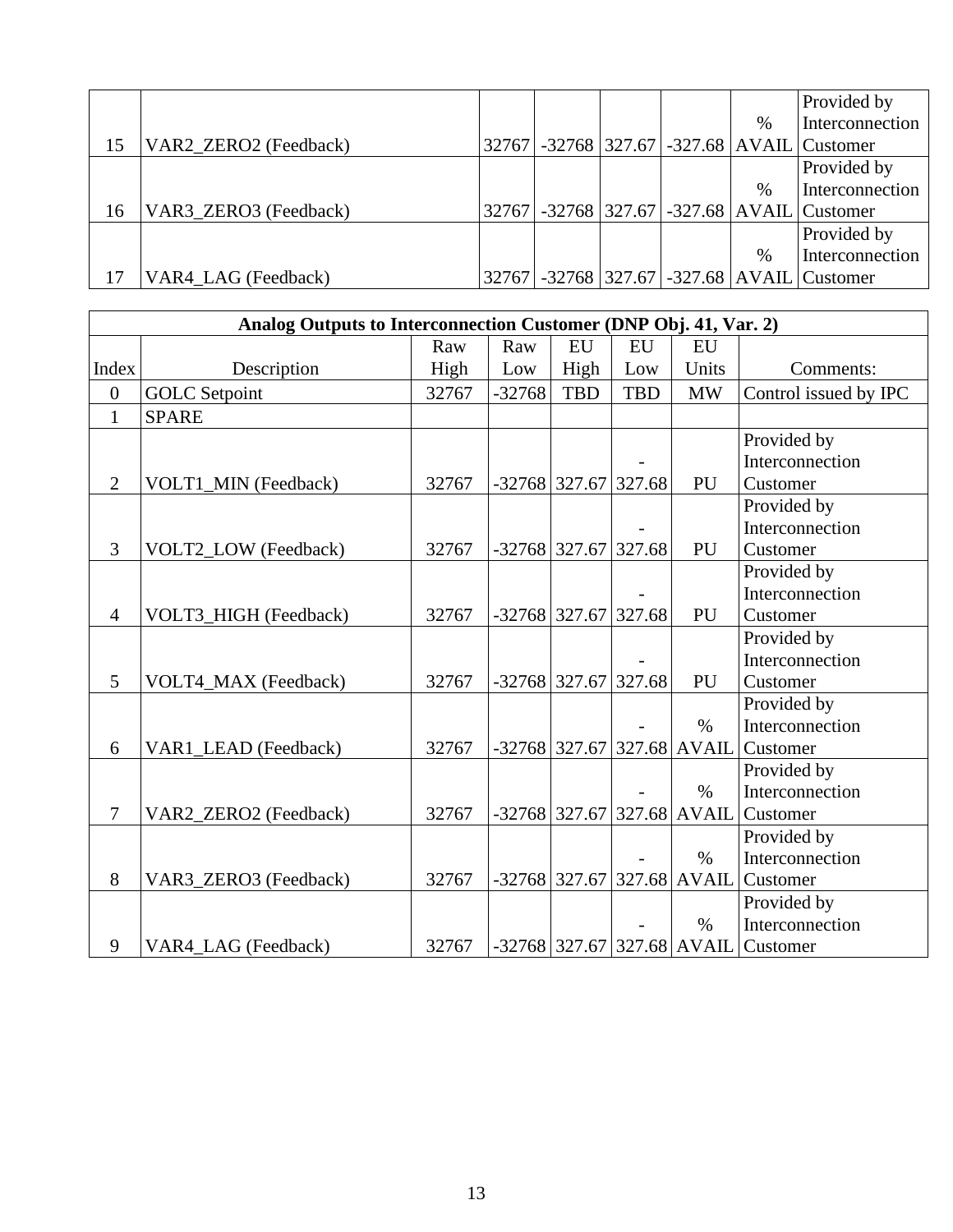| | | | | | | | |
|---|---|---|---|---|---|---|---|
| 15 | VAR2_ZERO2 (Feedback) | 32767 | -32768 | 327.67 | -327.68 | % AVAIL | Provided by Interconnection Customer |
| 16 | VAR3_ZERO3 (Feedback) | 32767 | -32768 | 327.67 | -327.68 | % AVAIL | Provided by Interconnection Customer |
| 17 | VAR4_LAG (Feedback) | 32767 | -32768 | 327.67 | -327.68 | % AVAIL | Provided by Interconnection Customer |

| **Analog Outputs to Interconnection Customer (DNP Obj. 41, Var. 2)** | | | | | | | |
|---|---|---|---|---|---|---|---|
| Index | Description | Raw High | Raw Low | EU High | EU Low | EU Units | Comments: |
| 0 | GOLC Setpoint | 32767 | -32768 | TBD | TBD | MW | Control issued by IPC |
| 1 | SPARE | | | | | | |
| 2 | VOLT1_MIN (Feedback) | 32767 | -32768 | 327.67 | -327.68 | PU | Provided by Interconnection Customer |
| 3 | VOLT2_LOW (Feedback) | 32767 | -32768 | 327.67 | -327.68 | PU | Provided by Interconnection Customer |
| 4 | VOLT3_HIGH (Feedback) | 32767 | -32768 | 327.67 | -327.68 | PU | Provided by Interconnection Customer |
| 5 | VOLT4_MAX (Feedback) | 32767 | -32768 | 327.67 | -327.68 | PU | Provided by Interconnection Customer |
| 6 | VAR1_LEAD (Feedback) | 32767 | -32768 | 327.67 | -327.68 | % AVAIL | Provided by Interconnection Customer |
| 7 | VAR2_ZERO2 (Feedback) | 32767 | -32768 | 327.67 | -327.68 | % AVAIL | Provided by Interconnection Customer |
| 8 | VAR3_ZERO3 (Feedback) | 32767 | -32768 | 327.67 | -327.68 | % AVAIL | Provided by Interconnection Customer |
| 9 | VAR4_LAG (Feedback) | 32767 | -32768 | 327.67 | -327.68 | % AVAIL | Provided by Interconnection Customer |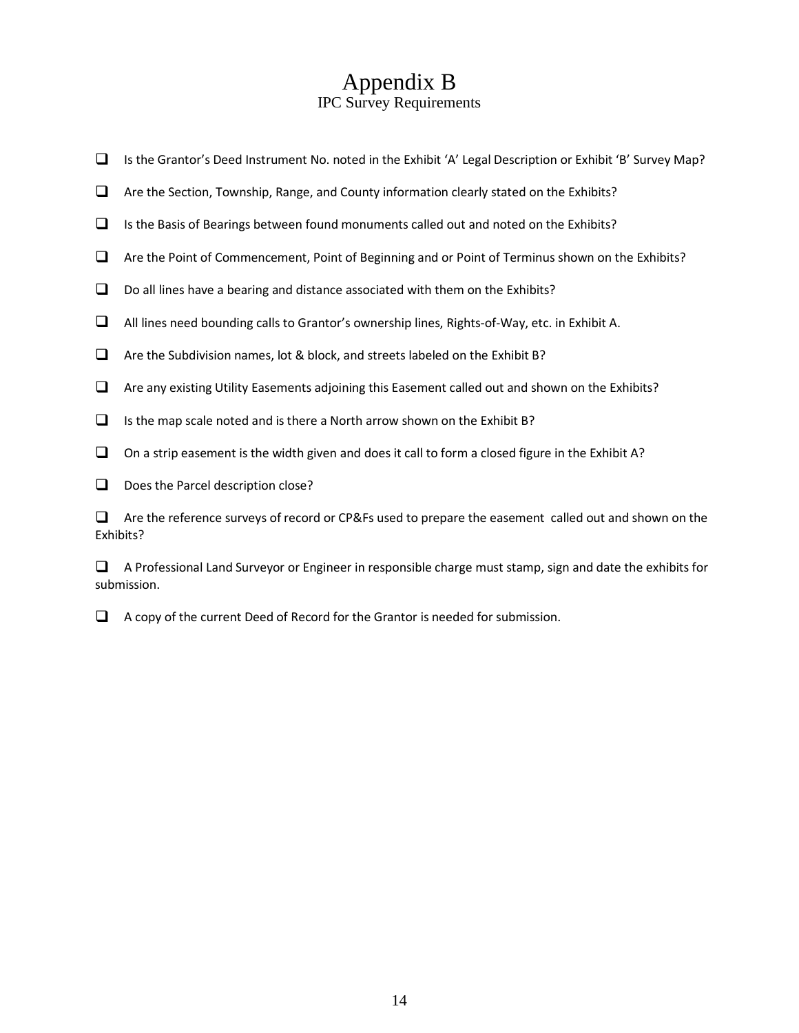# Appendix B

## IPC Survey Requirements

- [ ] Is the Grantor's Deed Instrument No. noted in the Exhibit 'A' Legal Description or Exhibit 'B' Survey Map?
- [ ] Are the Section, Township, Range, and County information clearly stated on the Exhibits?
- [ ] Is the Basis of Bearings between found monuments called out and noted on the Exhibits?
- [ ] Are the Point of Commencement, Point of Beginning and or Point of Terminus shown on the Exhibits?
- [ ] Do all lines have a bearing and distance associated with them on the Exhibits?
- [ ] All lines need bounding calls to Grantor's ownership lines, Rights-of-Way, etc. in Exhibit A.
- [ ] Are the Subdivision names, lot & block, and streets labeled on the Exhibit B?
- [ ] Are any existing Utility Easements adjoining this Easement called out and shown on the Exhibits?
- [ ] Is the map scale noted and is there a North arrow shown on the Exhibit B?
- [ ] On a strip easement is the width given and does it call to form a closed figure in the Exhibit A?
- [ ] Does the Parcel description close?
- [ ] Are the reference surveys of record or CP&Fs used to prepare the easement called out and shown on the Exhibits?
- [ ] A Professional Land Surveyor or Engineer in responsible charge must stamp, sign and date the exhibits for submission.
- [ ] A copy of the current Deed of Record for the Grantor is needed for submission.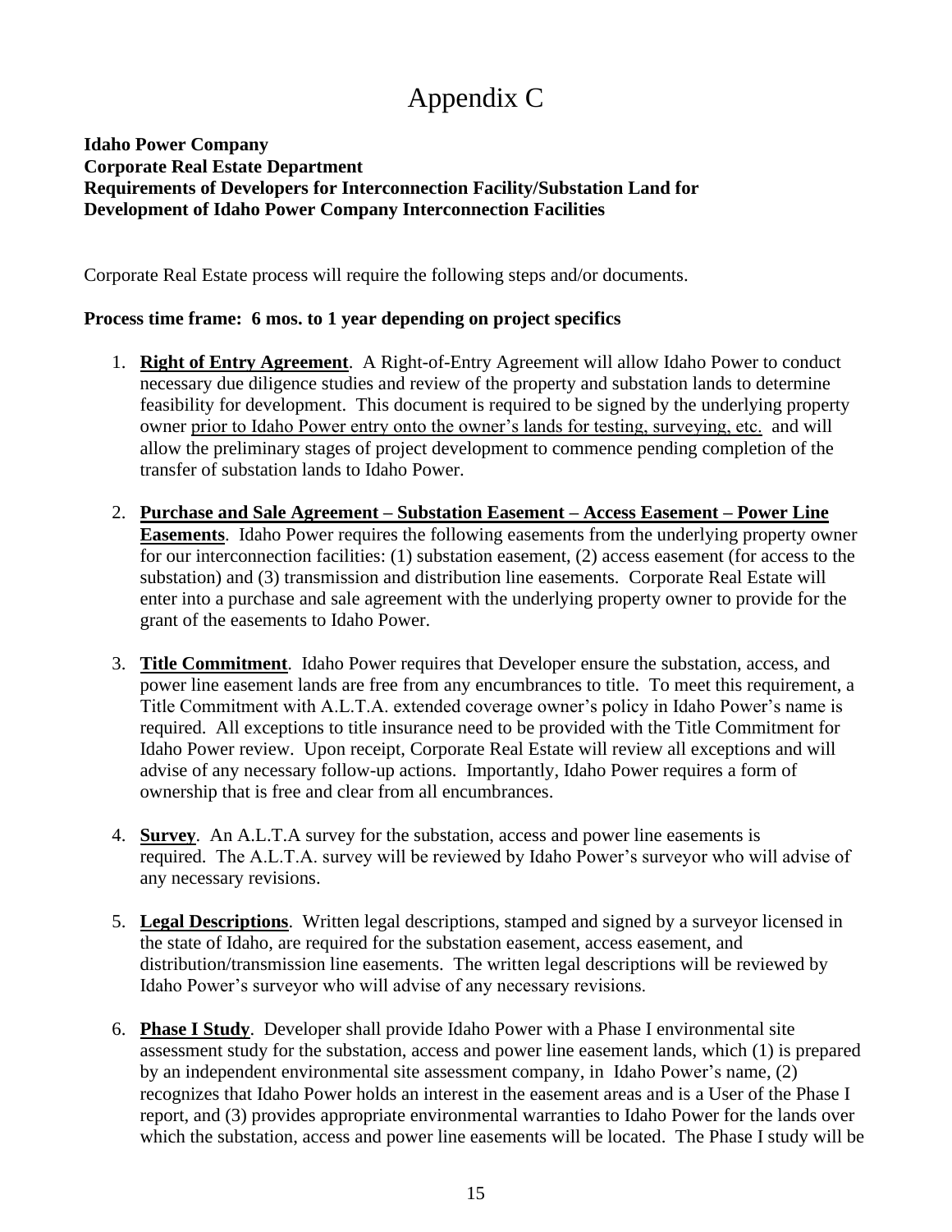# Appendix C

**Idaho Power Company**
**Corporate Real Estate Department**
**Requirements of Developers for Interconnection Facility/Substation Land for Development of Idaho Power Company Interconnection Facilities**

Corporate Real Estate process will require the following steps and/or documents.

**Process time frame: 6 mos. to 1 year depending on project specifics**

1. **Right of Entry Agreement**. A Right-of-Entry Agreement will allow Idaho Power to conduct necessary due diligence studies and review of the property and substation lands to determine feasibility for development. This document is required to be signed by the underlying property owner <u>prior to Idaho Power entry onto the owner's lands for testing, surveying, etc.</u> and will allow the preliminary stages of project development to commence pending completion of the transfer of substation lands to Idaho Power.

2. **Purchase and Sale Agreement – Substation Easement – Access Easement – Power Line Easements**. Idaho Power requires the following easements from the underlying property owner for our interconnection facilities: (1) substation easement, (2) access easement (for access to the substation) and (3) transmission and distribution line easements. Corporate Real Estate will enter into a purchase and sale agreement with the underlying property owner to provide for the grant of the easements to Idaho Power.

3. **Title Commitment**. Idaho Power requires that Developer ensure the substation, access, and power line easement lands are free from any encumbrances to title. To meet this requirement, a Title Commitment with A.L.T.A. extended coverage owner's policy in Idaho Power's name is required. All exceptions to title insurance need to be provided with the Title Commitment for Idaho Power review. Upon receipt, Corporate Real Estate will review all exceptions and will advise of any necessary follow-up actions. Importantly, Idaho Power requires a form of ownership that is free and clear from all encumbrances.

4. **Survey**. An A.L.T.A survey for the substation, access and power line easements is required. The A.L.T.A. survey will be reviewed by Idaho Power's surveyor who will advise of any necessary revisions.

5. **Legal Descriptions**. Written legal descriptions, stamped and signed by a surveyor licensed in the state of Idaho, are required for the substation easement, access easement, and distribution/transmission line easements. The written legal descriptions will be reviewed by Idaho Power's surveyor who will advise of any necessary revisions.

6. **Phase I Study**. Developer shall provide Idaho Power with a Phase I environmental site assessment study for the substation, access and power line easement lands, which (1) is prepared by an independent environmental site assessment company, in Idaho Power's name, (2) recognizes that Idaho Power holds an interest in the easement areas and is a User of the Phase I report, and (3) provides appropriate environmental warranties to Idaho Power for the lands over which the substation, access and power line easements will be located. The Phase I study will be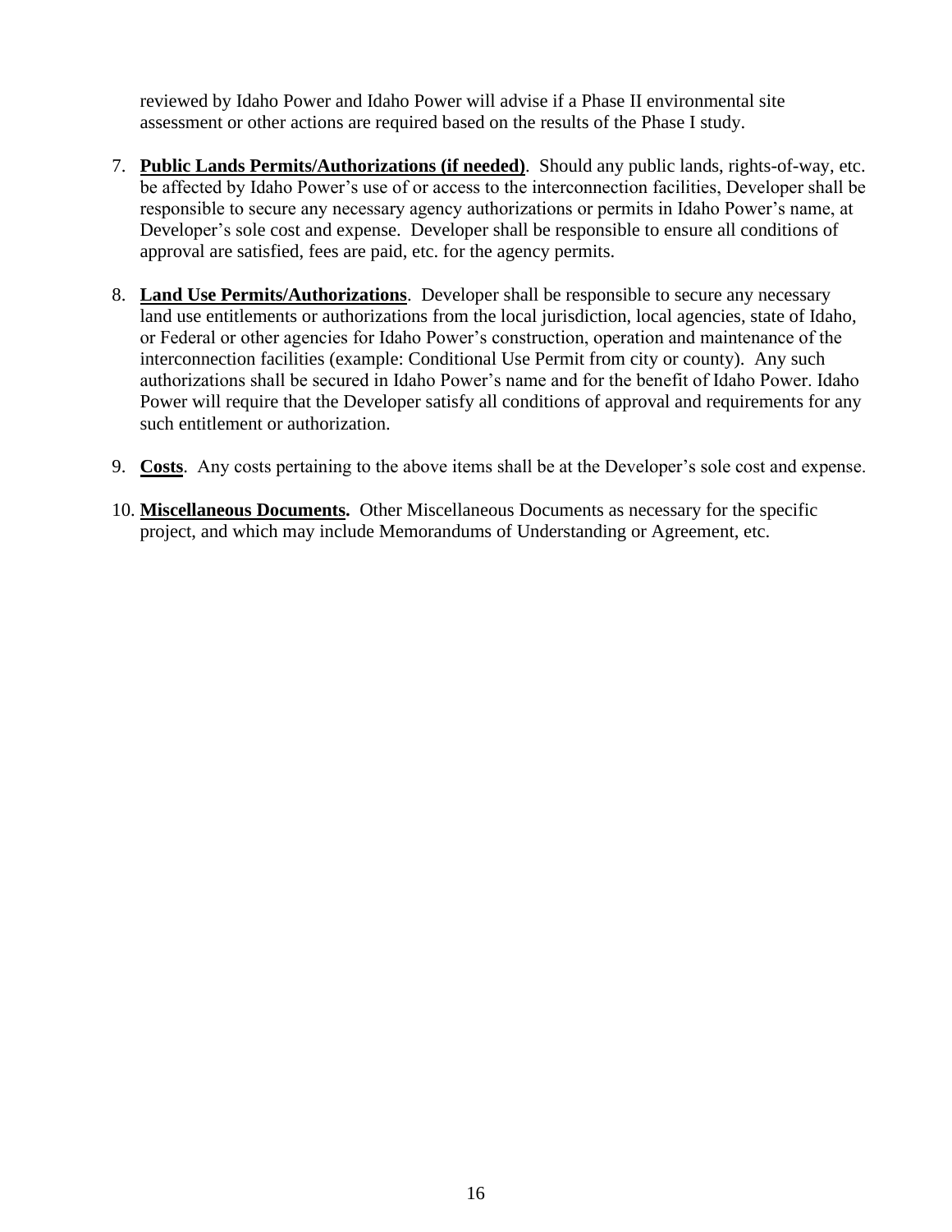reviewed by Idaho Power and Idaho Power will advise if a Phase II environmental site assessment or other actions are required based on the results of the Phase I study.

7. **Public Lands Permits/Authorizations (if needed)**. Should any public lands, rights-of-way, etc. be affected by Idaho Power's use of or access to the interconnection facilities, Developer shall be responsible to secure any necessary agency authorizations or permits in Idaho Power's name, at Developer's sole cost and expense. Developer shall be responsible to ensure all conditions of approval are satisfied, fees are paid, etc. for the agency permits.

8. **Land Use Permits/Authorizations**. Developer shall be responsible to secure any necessary land use entitlements or authorizations from the local jurisdiction, local agencies, state of Idaho, or Federal or other agencies for Idaho Power's construction, operation and maintenance of the interconnection facilities (example: Conditional Use Permit from city or county). Any such authorizations shall be secured in Idaho Power's name and for the benefit of Idaho Power. Idaho Power will require that the Developer satisfy all conditions of approval and requirements for any such entitlement or authorization.

9. **Costs**. Any costs pertaining to the above items shall be at the Developer's sole cost and expense.

10. **Miscellaneous Documents.** Other Miscellaneous Documents as necessary for the specific project, and which may include Memorandums of Understanding or Agreement, etc.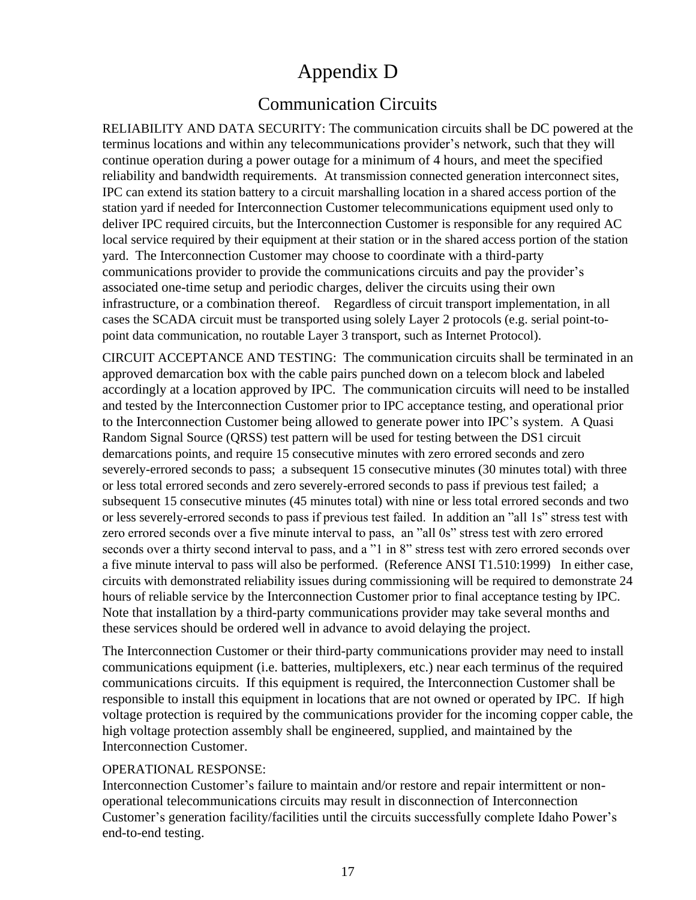# Appendix D

## Communication Circuits

RELIABILITY AND DATA SECURITY: The communication circuits shall be DC powered at the terminus locations and within any telecommunications provider's network, such that they will continue operation during a power outage for a minimum of 4 hours, and meet the specified reliability and bandwidth requirements. At transmission connected generation interconnect sites, IPC can extend its station battery to a circuit marshalling location in a shared access portion of the station yard if needed for Interconnection Customer telecommunications equipment used only to deliver IPC required circuits, but the Interconnection Customer is responsible for any required AC local service required by their equipment at their station or in the shared access portion of the station yard. The Interconnection Customer may choose to coordinate with a third-party communications provider to provide the communications circuits and pay the provider's associated one-time setup and periodic charges, deliver the circuits using their own infrastructure, or a combination thereof. Regardless of circuit transport implementation, in all cases the SCADA circuit must be transported using solely Layer 2 protocols (e.g. serial point-to-point data communication, no routable Layer 3 transport, such as Internet Protocol).

CIRCUIT ACCEPTANCE AND TESTING: The communication circuits shall be terminated in an approved demarcation box with the cable pairs punched down on a telecom block and labeled accordingly at a location approved by IPC. The communication circuits will need to be installed and tested by the Interconnection Customer prior to IPC acceptance testing, and operational prior to the Interconnection Customer being allowed to generate power into IPC's system. A Quasi Random Signal Source (QRSS) test pattern will be used for testing between the DS1 circuit demarcations points, and require 15 consecutive minutes with zero errored seconds and zero severely-errored seconds to pass; a subsequent 15 consecutive minutes (30 minutes total) with three or less total errored seconds and zero severely-errored seconds to pass if previous test failed; a subsequent 15 consecutive minutes (45 minutes total) with nine or less total errored seconds and two or less severely-errored seconds to pass if previous test failed. In addition an "all 1s" stress test with zero errored seconds over a five minute interval to pass, an "all 0s" stress test with zero errored seconds over a thirty second interval to pass, and a "1 in 8" stress test with zero errored seconds over a five minute interval to pass will also be performed. (Reference ANSI T1.510:1999) In either case, circuits with demonstrated reliability issues during commissioning will be required to demonstrate 24 hours of reliable service by the Interconnection Customer prior to final acceptance testing by IPC. Note that installation by a third-party communications provider may take several months and these services should be ordered well in advance to avoid delaying the project.

The Interconnection Customer or their third-party communications provider may need to install communications equipment (i.e. batteries, multiplexers, etc.) near each terminus of the required communications circuits. If this equipment is required, the Interconnection Customer shall be responsible to install this equipment in locations that are not owned or operated by IPC. If high voltage protection is required by the communications provider for the incoming copper cable, the high voltage protection assembly shall be engineered, supplied, and maintained by the Interconnection Customer.

OPERATIONAL RESPONSE:
Interconnection Customer's failure to maintain and/or restore and repair intermittent or non-operational telecommunications circuits may result in disconnection of Interconnection Customer's generation facility/facilities until the circuits successfully complete Idaho Power's end-to-end testing.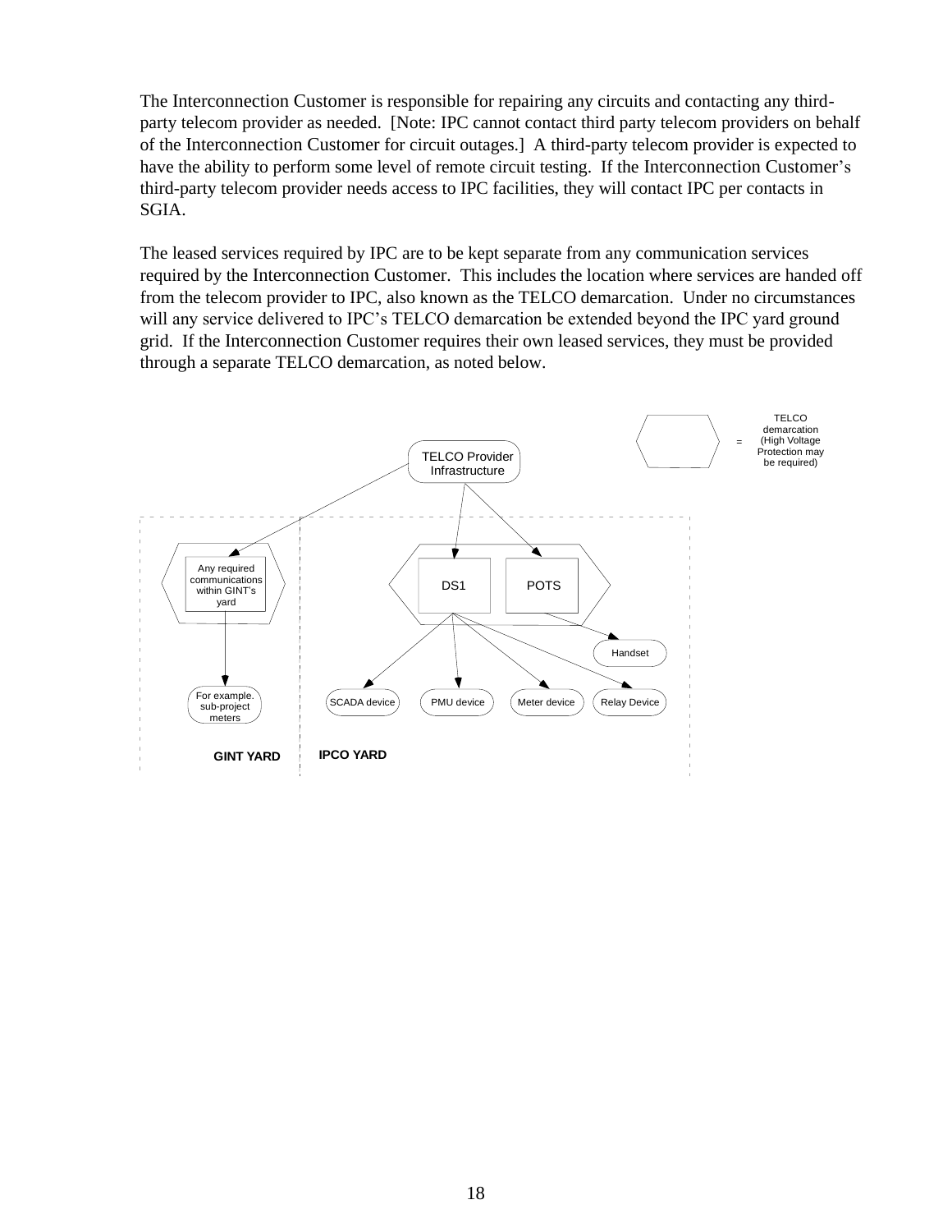The Interconnection Customer is responsible for repairing any circuits and contacting any third-party telecom provider as needed. [Note: IPC cannot contact third party telecom providers on behalf of the Interconnection Customer for circuit outages.] A third-party telecom provider is expected to have the ability to perform some level of remote circuit testing. If the Interconnection Customer's third-party telecom provider needs access to IPC facilities, they will contact IPC per contacts in SGIA.

The leased services required by IPC are to be kept separate from any communication services required by the Interconnection Customer. This includes the location where services are handed off from the telecom provider to IPC, also known as the TELCO demarcation. Under no circumstances will any service delivered to IPC's TELCO demarcation be extended beyond the IPC yard ground grid. If the Interconnection Customer requires their own leased services, they must be provided through a separate TELCO demarcation, as noted below.

= TELCO demarcation (High Voltage Protection may be required)

TELCO Provider Infrastructure

Any required communications within GINT's yard

For example. sub-project meters

DS1

POTS

Handset

SCADA device

PMU device

Meter device

Relay Device

GINT YARD

IPCO YARD